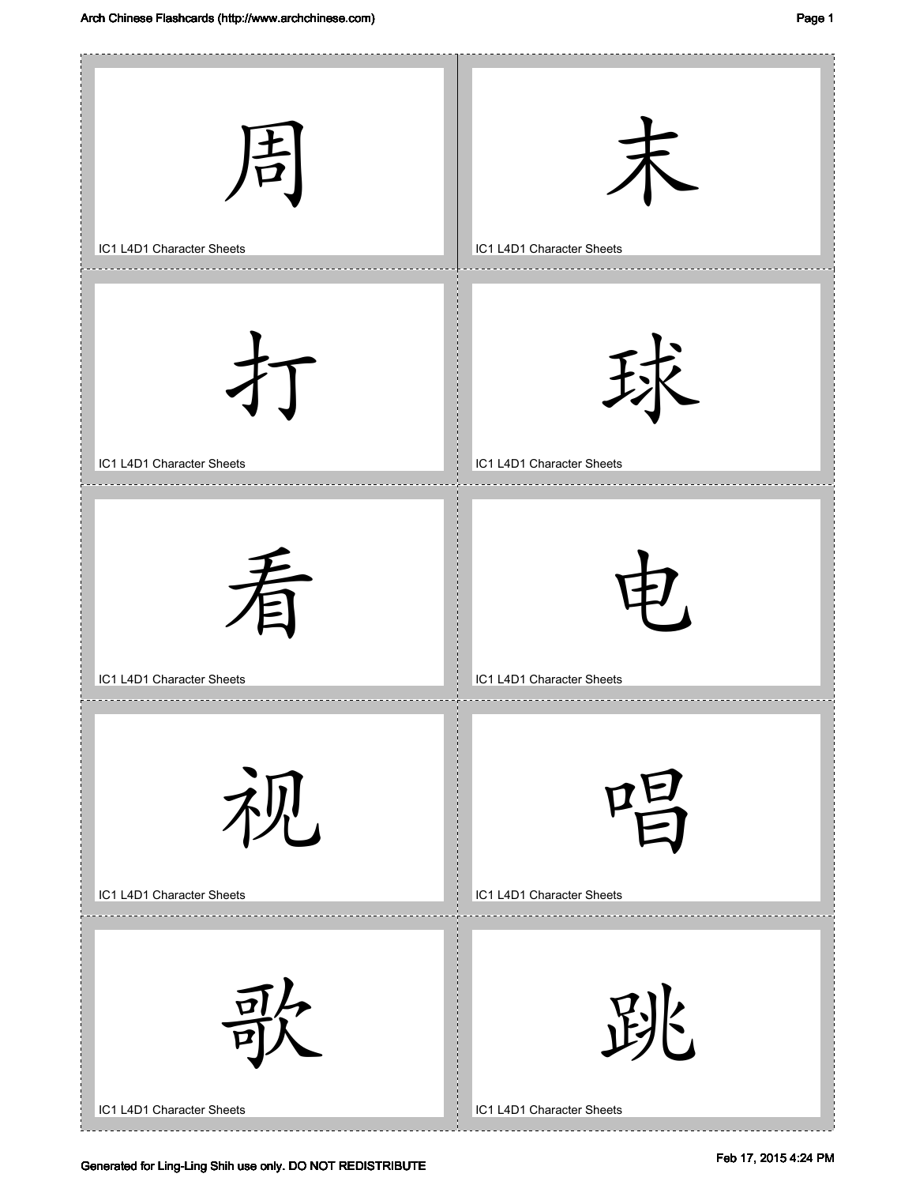| | |
|---|---|
| 周<br>IC1 L4D1 Character Sheets | 末<br>IC1 L4D1 Character Sheets |
| 打<br>IC1 L4D1 Character Sheets | 球<br>IC1 L4D1 Character Sheets |
| 看<br>IC1 L4D1 Character Sheets | 电<br>IC1 L4D1 Character Sheets |
| 视<br>IC1 L4D1 Character Sheets | 唱<br>IC1 L4D1 Character Sheets |
| 歌<br>IC1 L4D1 Character Sheets | 跳<br>IC1 L4D1 Character Sheets |

Generated for Ling-Ling Shih use only. DO NOT REDISTRIBUTE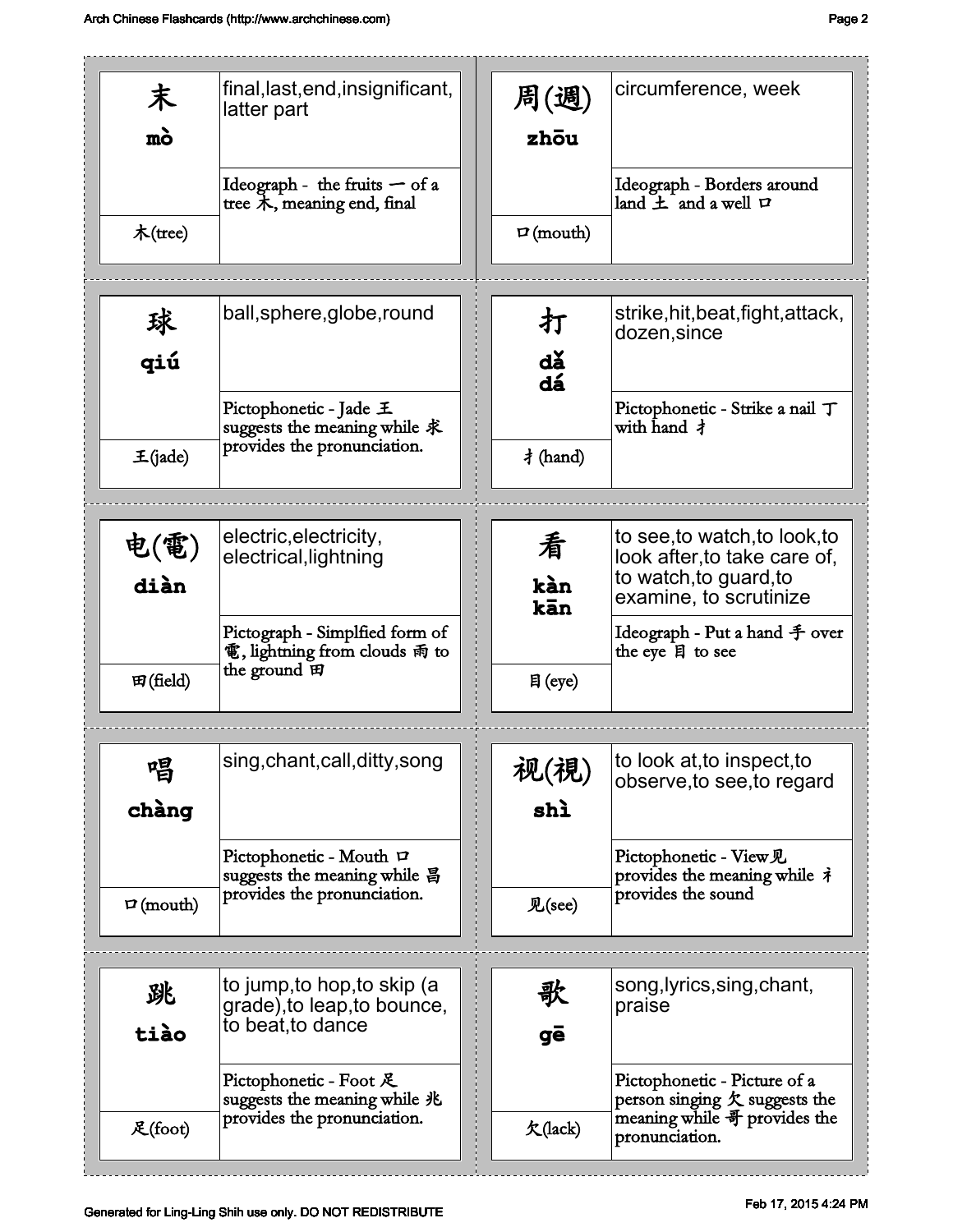| Character | Pinyin | Radical | Meaning | Explanation |
|---|---|---|---|---|
| 末 | mò | 木(tree) | final,last,end,insignificant, latter part | Ideograph - the fruits 一 of a tree 木, meaning end, final |
| 周(週) | zhōu | 口(mouth) | circumference, week | Ideograph - Borders around land 土 and a well 口 |
| 球 | qiú | 王(jade) | ball,sphere,globe,round | Pictophonetic - Jade 王 suggests the meaning while 求 provides the pronunciation. |
| 打 | dǎ dá | 扌(hand) | strike,hit,beat,fight,attack, dozen,since | Pictophonetic - Strike a nail 丁 with hand 扌 |
| 电(電) | diàn | 田(field) | electric,electricity, electrical,lightning | Pictograph - Simplfied form of 電, lightning from clouds 雨 to the ground 田 |
| 看 | kàn kān | 目(eye) | to see,to watch,to look,to look after,to take care of, to watch,to guard,to examine, to scrutinize | Ideograph - Put a hand 手 over the eye 目 to see |
| 唱 | chàng | 口(mouth) | sing,chant,call,ditty,song | Pictophonetic - Mouth 口 suggests the meaning while 昌 provides the pronunciation. |
| 视(視) | shì | 见(see) | to look at,to inspect,to observe,to see,to regard | Pictophonetic - View见 provides the meaning while 礻 provides the sound |
| 跳 | tiào | 足(foot) | to jump,to hop,to skip (a grade),to leap,to bounce, to beat,to dance | Pictophonetic - Foot 足 suggests the meaning while 兆 provides the pronunciation. |
| 歌 | gē | 欠(lack) | song,lyrics,sing,chant, praise | Pictophonetic - Picture of a person singing 欠 suggests the meaning while 哥 provides the pronunciation. |

Generated for Ling-Ling Shih use only. DO NOT REDISTRIBUTE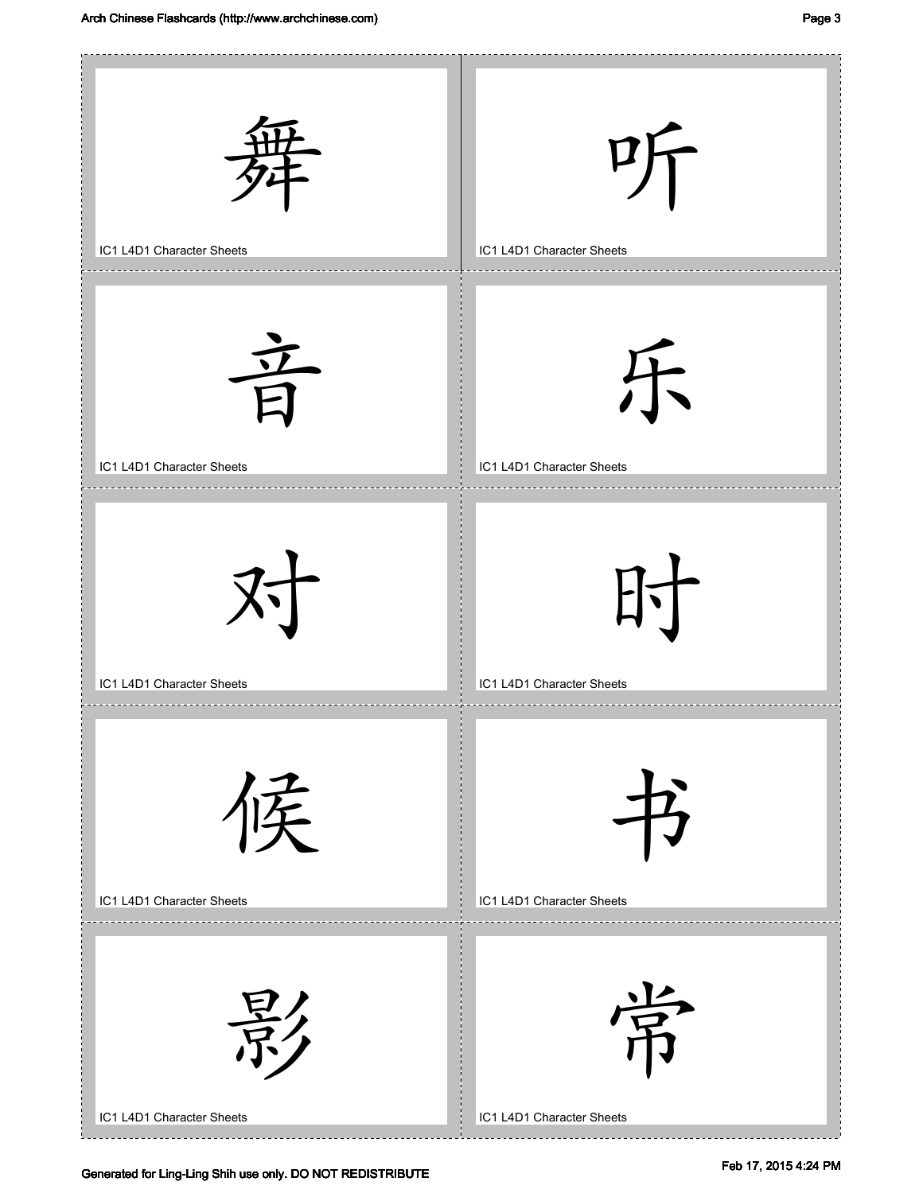舞

IC1 L4D1 Character Sheets

听

IC1 L4D1 Character Sheets

音

IC1 L4D1 Character Sheets

乐

IC1 L4D1 Character Sheets

对

IC1 L4D1 Character Sheets

时

IC1 L4D1 Character Sheets

候

IC1 L4D1 Character Sheets

书

IC1 L4D1 Character Sheets

影

IC1 L4D1 Character Sheets

常

IC1 L4D1 Character Sheets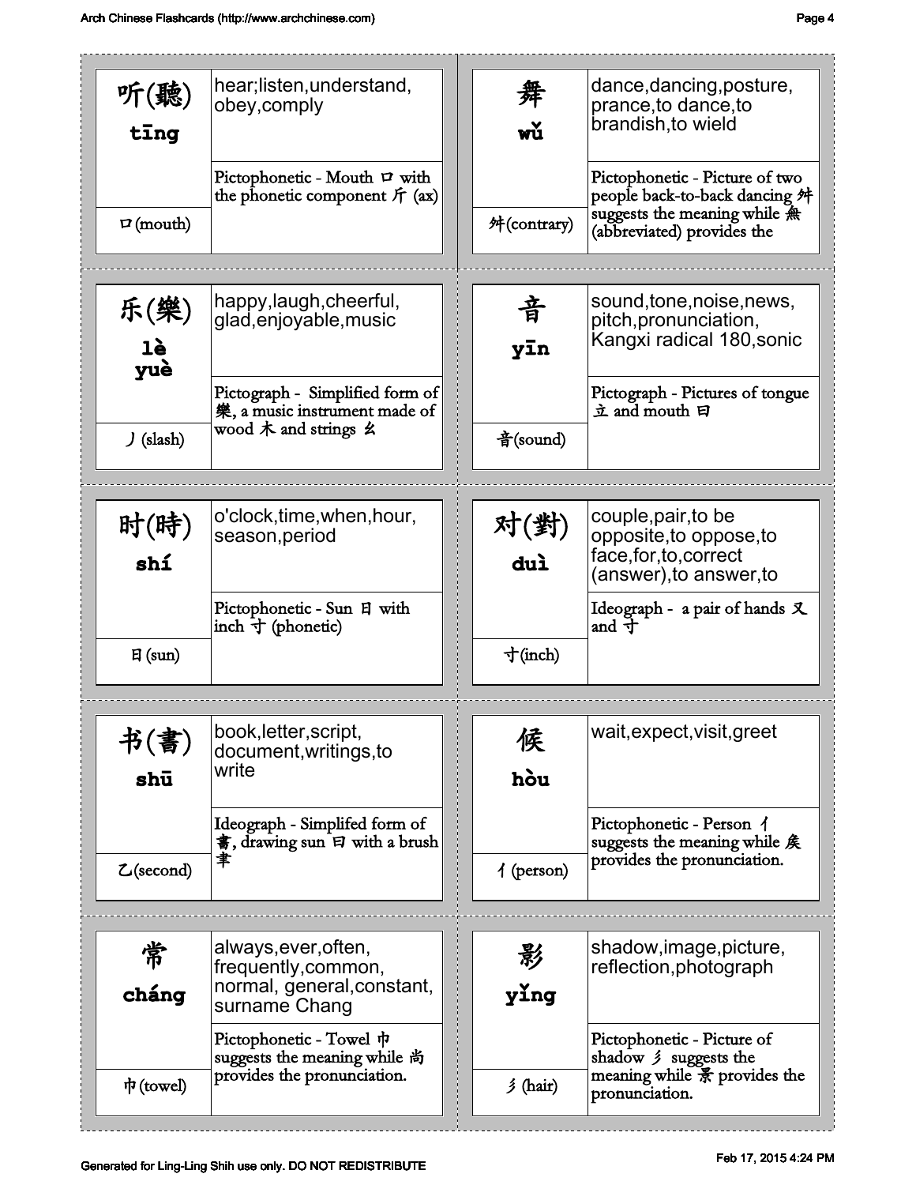| Character | Pinyin | Meaning | Explanation | Radical |
|---|---|---|---|---|
| 听(聽) | tīng | hear;listen,understand, obey,comply | Pictophonetic - Mouth 口 with the phonetic component 斤 (ax) | 口(mouth) |
| 舞 | wǔ | dance,dancing,posture, prance,to dance,to brandish,to wield | Pictophonetic - Picture of two people back-to-back dancing 舛 suggests the meaning while 無 (abbreviated) provides the | 舛(contrary) |
| 乐(樂) | lè yuè | happy,laugh,cheerful, glad,enjoyable,music | Pictograph - Simplified form of 樂, a music instrument made of wood 木 and strings 幺 | 丿(slash) |
| 音 | yīn | sound,tone,noise,news, pitch,pronunciation, Kangxi radical 180,sonic | Pictograph - Pictures of tongue 立 and mouth 曰 | 音(sound) |
| 时(時) | shí | o'clock,time,when,hour, season,period | Pictophonetic - Sun 日 with inch 寸 (phonetic) | 日(sun) |
| 对(對) | duì | couple,pair,to be opposite,to oppose,to face,for,to,correct (answer),to answer,to | Ideograph - a pair of hands 又 and 寸 | 寸(inch) |
| 书(書) | shū | book,letter,script, document,writings,to write | Ideograph - Simplifed form of 書, drawing sun 曰 with a brush 聿 | 乙(second) |
| 候 | hòu | wait,expect,visit,greet | Pictophonetic - Person 亻 suggests the meaning while 矦 provides the pronunciation. | 亻(person) |
| 常 | cháng | always,ever,often, frequently,common, normal, general,constant, surname Chang | Pictophonetic - Towel 巾 suggests the meaning while 尚 provides the pronunciation. | 巾(towel) |
| 影 | yǐng | shadow,image,picture, reflection,photograph | Pictophonetic - Picture of shadow 彡 suggests the meaning while 景 provides the pronunciation. | 彡(hair) |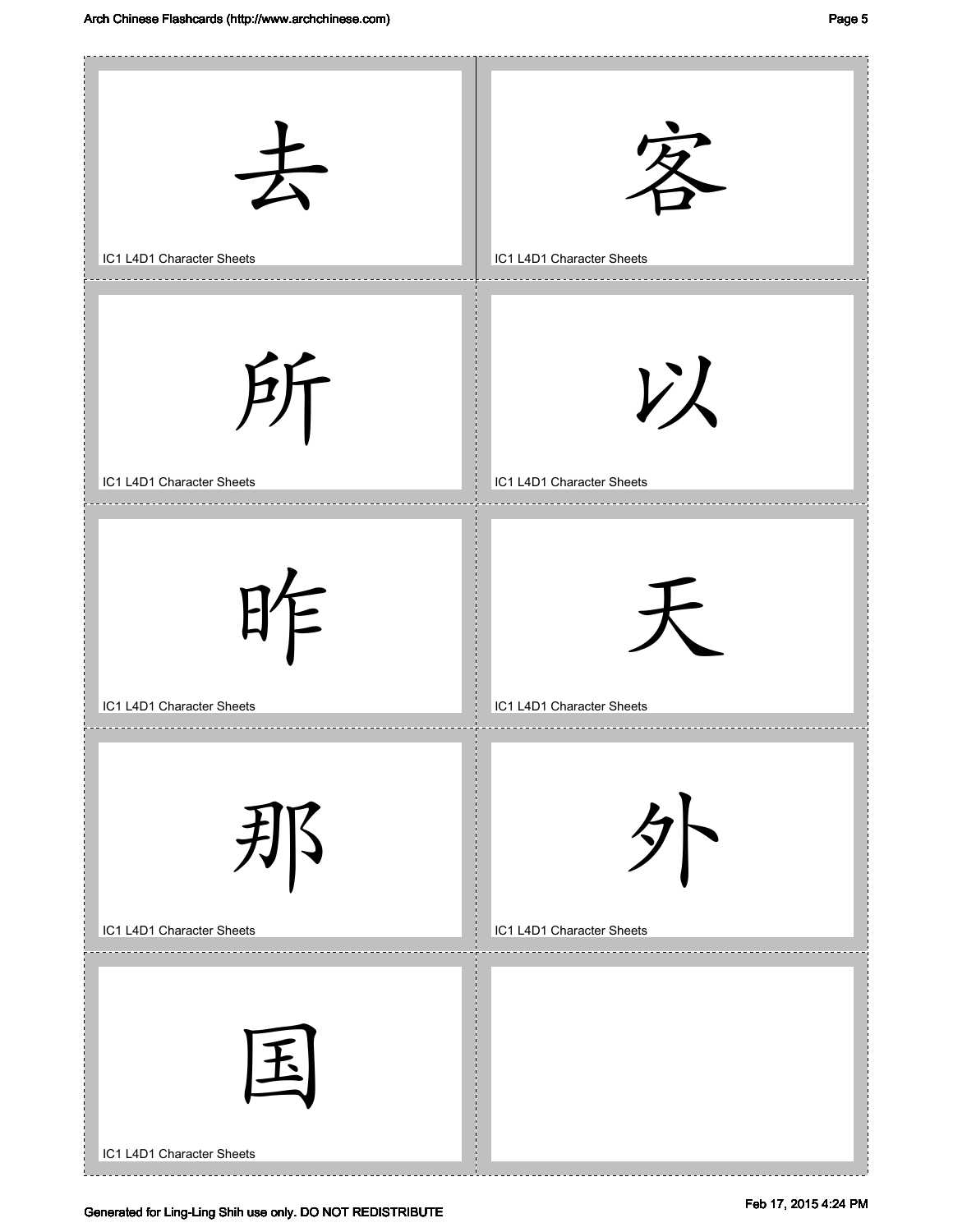去

IC1 L4D1 Character Sheets

客

IC1 L4D1 Character Sheets

所

IC1 L4D1 Character Sheets

以

IC1 L4D1 Character Sheets

昨

IC1 L4D1 Character Sheets

天

IC1 L4D1 Character Sheets

那

IC1 L4D1 Character Sheets

外

IC1 L4D1 Character Sheets

国

IC1 L4D1 Character Sheets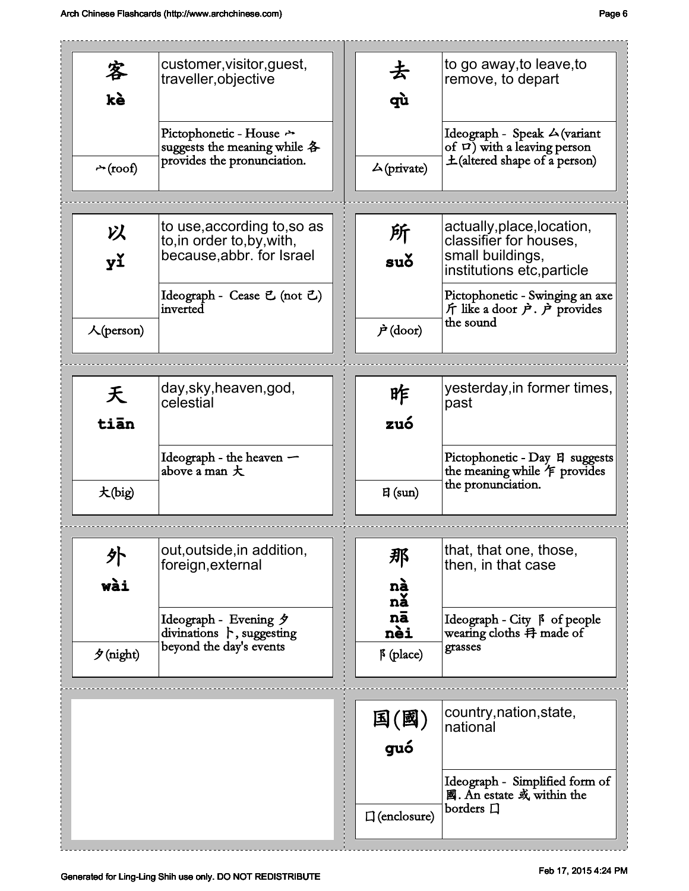| Character | Pinyin | Radical | Meaning | Explanation |
|---|---|---|---|---|
| 客 | kè | 宀(roof) | customer,visitor,guest, traveller,objective | Pictophonetic - House 宀 suggests the meaning while 各 provides the pronunciation. |
| 去 | qù | 厶(private) | to go away,to leave,to remove, to depart | Ideograph - Speak 厶(variant of 口) with a leaving person 土(altered shape of a person) |
| 以 | yǐ | 人(person) | to use,according to,so as to,in order to,by,with, because,abbr. for Israel | Ideograph - Cease 已 (not 己) inverted |
| 所 | suǒ | 户(door) | actually,place,location, classifier for houses, small buildings, institutions etc,particle | Pictophonetic - Swinging an axe 斤 like a door 户. 户 provides the sound |
| 天 | tiān | 大(big) | day,sky,heaven,god, celestial | Ideograph - the heaven 一 above a man 大 |
| 昨 | zuó | 日 (sun) | yesterday,in former times, past | Pictophonetic - Day 日 suggests the meaning while 乍 provides the pronunciation. |
| 外 | wài | 夕(night) | out,outside,in addition, foreign,external | Ideograph - Evening 夕 divinations 卜, suggesting beyond the day's events |
| 那 | nà nǎ nā nèi | 阝(place) | that, that one, those, then, in that case | Ideograph - City 阝 of people wearing cloths 冄 made of grasses |
| 国(國) | guó | 囗(enclosure) | country,nation,state, national | Ideograph - Simplified form of 國. An estate 或 within the borders 囗 |